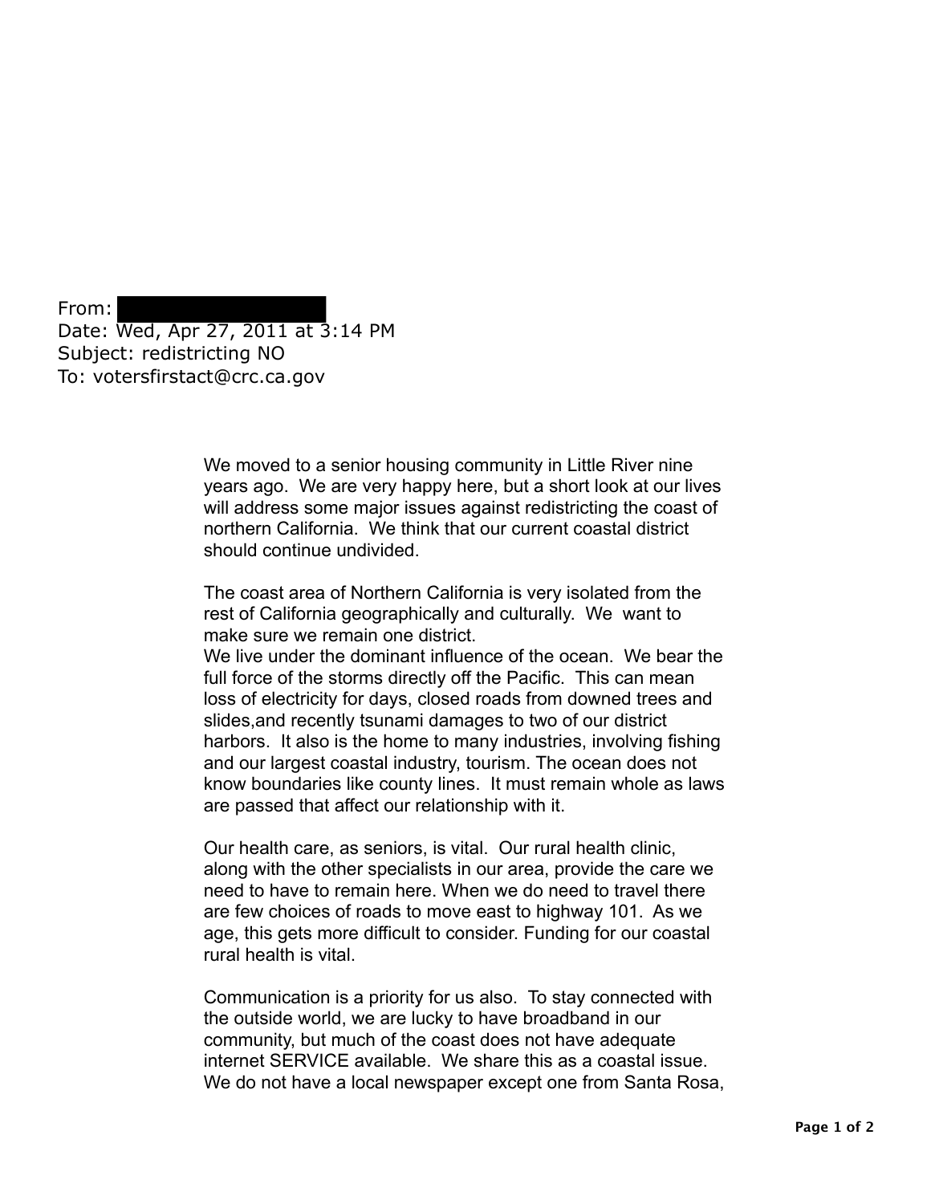From: [REDACTED]
Date: Wed, Apr 27, 2011 at 3:14 PM
Subject: redistricting NO
To: votersfirstact@crc.ca.gov

We moved to a senior housing community in Little River nine years ago. We are very happy here, but a short look at our lives will address some major issues against redistricting the coast of northern California. We think that our current coastal district should continue undivided.

The coast area of Northern California is very isolated from the rest of California geographically and culturally. We want to make sure we remain one district.
We live under the dominant influence of the ocean. We bear the full force of the storms directly off the Pacific. This can mean loss of electricity for days, closed roads from downed trees and slides,and recently tsunami damages to two of our district harbors. It also is the home to many industries, involving fishing and our largest coastal industry, tourism. The ocean does not know boundaries like county lines. It must remain whole as laws are passed that affect our relationship with it.

Our health care, as seniors, is vital. Our rural health clinic, along with the other specialists in our area, provide the care we need to have to remain here. When we do need to travel there are few choices of roads to move east to highway 101. As we age, this gets more difficult to consider. Funding for our coastal rural health is vital.

Communication is a priority for us also. To stay connected with the outside world, we are lucky to have broadband in our community, but much of the coast does not have adequate internet SERVICE available. We share this as a coastal issue. We do not have a local newspaper except one from Santa Rosa,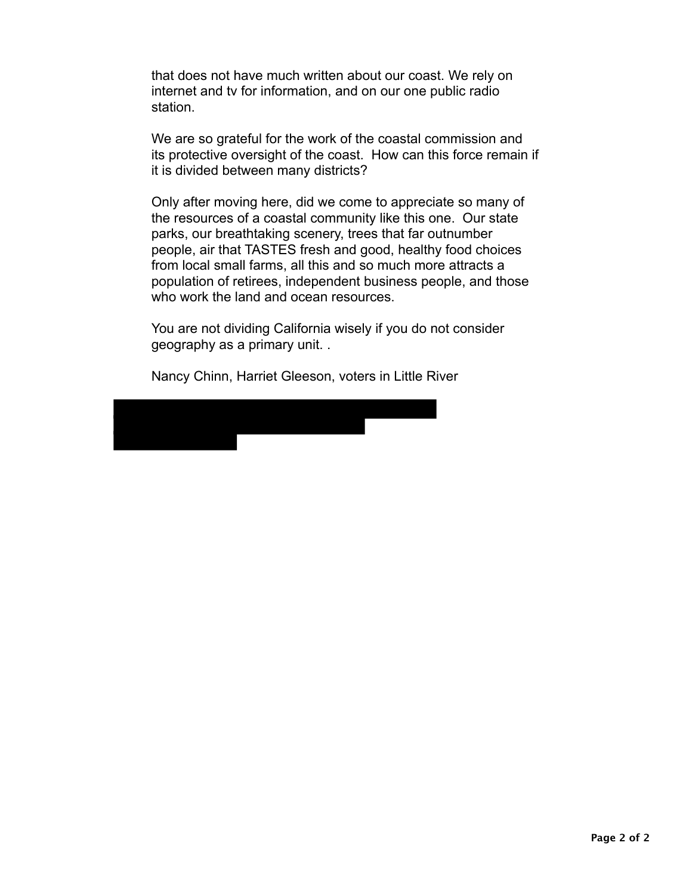that does not have much written about our coast. We rely on internet and tv for information, and on our one public radio station.

We are so grateful for the work of the coastal commission and its protective oversight of the coast. How can this force remain if it is divided between many districts?

Only after moving here, did we come to appreciate so many of the resources of a coastal community like this one. Our state parks, our breathtaking scenery, trees that far outnumber people, air that TASTES fresh and good, healthy food choices from local small farms, all this and so much more attracts a population of retirees, independent business people, and those who work the land and ocean resources.

You are not dividing California wisely if you do not consider geography as a primary unit. .

Nancy Chinn, Harriet Gleeson, voters in Little River